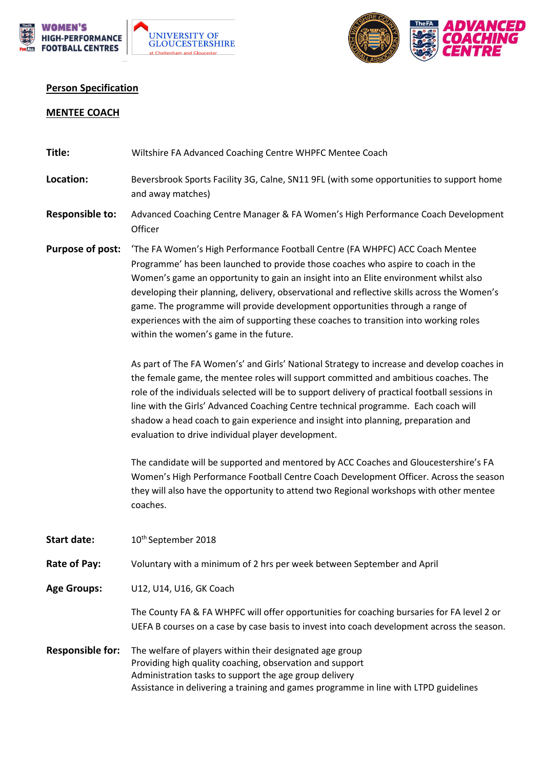**Person Specification**

**MENTEE COACH**

**Title:** Wiltshire FA Advanced Coaching Centre WHPFC Mentee Coach

**Location:** Beversbrook Sports Facility 3G, Calne, SN11 9FL (with some opportunities to support home and away matches)

**Responsible to:** Advanced Coaching Centre Manager & FA Women's High Performance Coach Development Officer

**Purpose of post:** 'The FA Women's High Performance Football Centre (FA WHPFC) ACC Coach Mentee Programme' has been launched to provide those coaches who aspire to coach in the Women's game an opportunity to gain an insight into an Elite environment whilst also developing their planning, delivery, observational and reflective skills across the Women's game. The programme will provide development opportunities through a range of experiences with the aim of supporting these coaches to transition into working roles within the women's game in the future.

As part of The FA Women's' and Girls' National Strategy to increase and develop coaches in the female game, the mentee roles will support committed and ambitious coaches. The role of the individuals selected will be to support delivery of practical football sessions in line with the Girls' Advanced Coaching Centre technical programme. Each coach will shadow a head coach to gain experience and insight into planning, preparation and evaluation to drive individual player development.

The candidate will be supported and mentored by ACC Coaches and Gloucestershire's FA Women's High Performance Football Centre Coach Development Officer. Across the season they will also have the opportunity to attend two Regional workshops with other mentee coaches.

**Start date:** 10th September 2018

**Rate of Pay:** Voluntary with a minimum of 2 hrs per week between September and April

**Age Groups:** U12, U14, U16, GK Coach

The County FA & FA WHPFC will offer opportunities for coaching bursaries for FA level 2 or UEFA B courses on a case by case basis to invest into coach development across the season.

**Responsible for:**
The welfare of players within their designated age group
Providing high quality coaching, observation and support
Administration tasks to support the age group delivery
Assistance in delivering a training and games programme in line with LTPD guidelines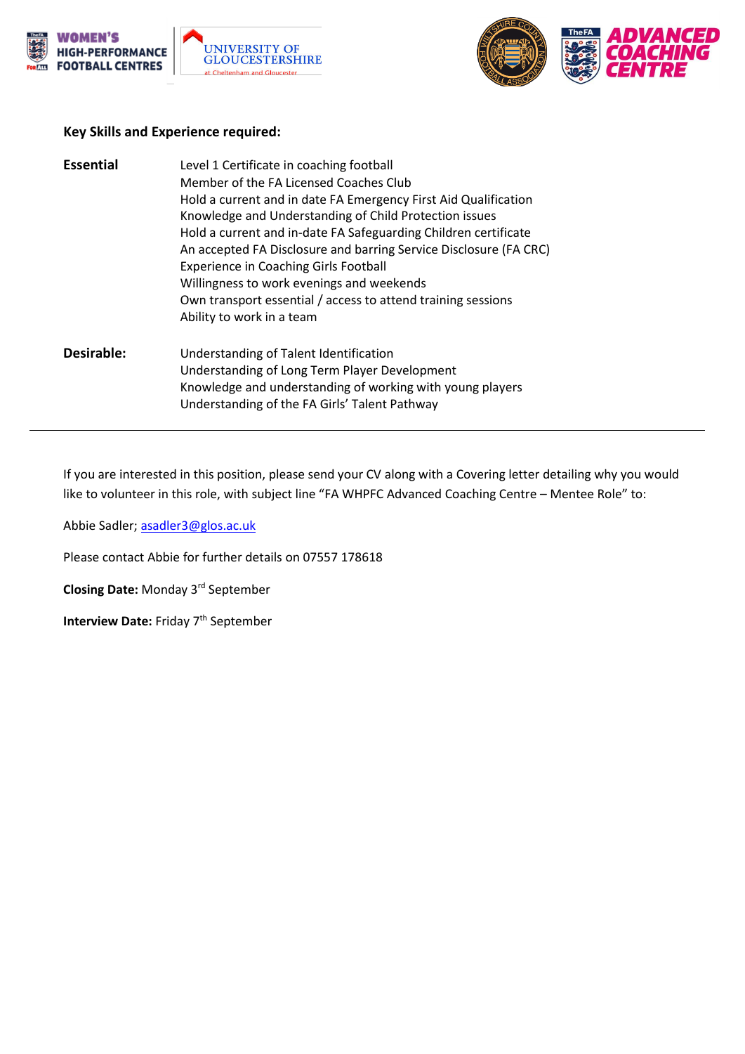**Key Skills and Experience required:**

**Essential**

Level 1 Certificate in coaching football
Member of the FA Licensed Coaches Club
Hold a current and in date FA Emergency First Aid Qualification
Knowledge and Understanding of Child Protection issues
Hold a current and in-date FA Safeguarding Children certificate
An accepted FA Disclosure and barring Service Disclosure (FA CRC)
Experience in Coaching Girls Football
Willingness to work evenings and weekends
Own transport essential / access to attend training sessions
Ability to work in a team

**Desirable:**

Understanding of Talent Identification
Understanding of Long Term Player Development
Knowledge and understanding of working with young players
Understanding of the FA Girls' Talent Pathway

---

If you are interested in this position, please send your CV along with a Covering letter detailing why you would like to volunteer in this role, with subject line "FA WHPFC Advanced Coaching Centre – Mentee Role" to:

Abbie Sadler; asadler3@glos.ac.uk

Please contact Abbie for further details on 07557 178618

**Closing Date:** Monday 3rd September

**Interview Date:** Friday 7th September